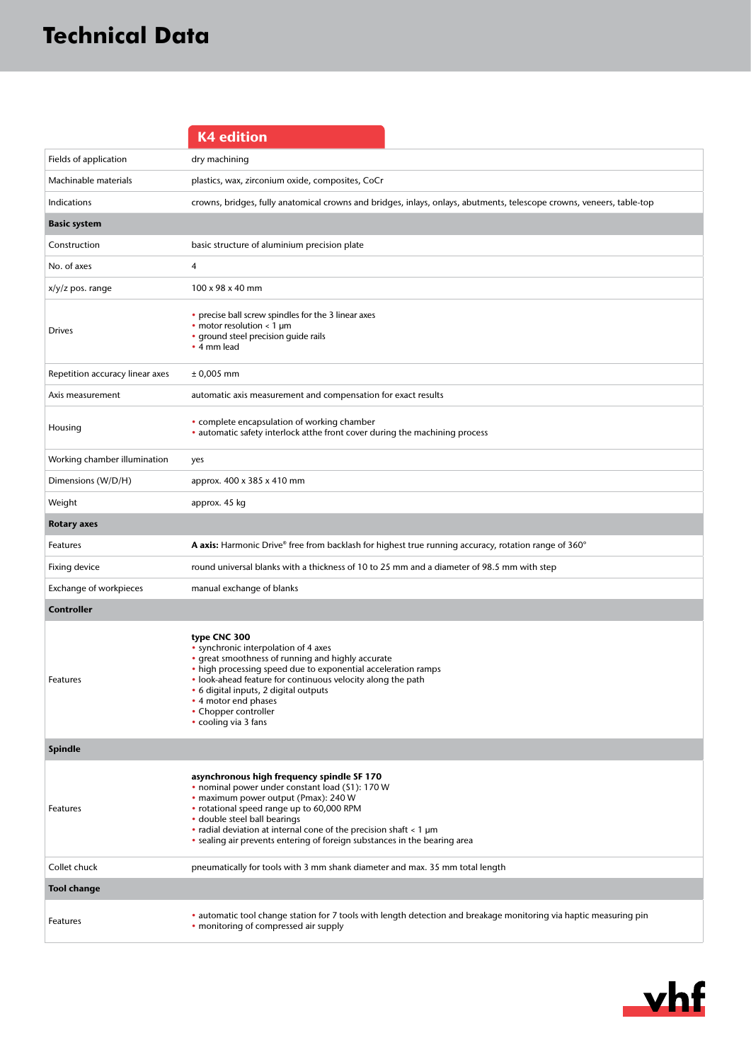# Technical Data

| | K4 edition |
|---|---|
| Fields of application | dry machining |
| Machinable materials | plastics, wax, zirconium oxide, composites, CoCr |
| Indications | crowns, bridges, fully anatomical crowns and bridges, inlays, onlays, abutments, telescope crowns, veneers, table-top |
| **Basic system** | |
| Construction | basic structure of aluminium precision plate |
| No. of axes | 4 |
| x/y/z pos. range | 100 x 98 x 40 mm |
| Drives | • precise ball screw spindles for the 3 linear axes<br>• motor resolution < 1 µm<br>• ground steel precision guide rails<br>• 4 mm lead |
| Repetition accuracy linear axes | ± 0,005 mm |
| Axis measurement | automatic axis measurement and compensation for exact results |
| Housing | • complete encapsulation of working chamber<br>• automatic safety interlock atthe front cover during the machining process |
| Working chamber illumination | yes |
| Dimensions (W/D/H) | approx. 400 x 385 x 410 mm |
| Weight | approx. 45 kg |
| **Rotary axes** | |
| Features | **A axis:** Harmonic Drive® free from backlash for highest true running accuracy, rotation range of 360° |
| Fixing device | round universal blanks with a thickness of 10 to 25 mm and a diameter of 98.5 mm with step |
| Exchange of workpieces | manual exchange of blanks |
| **Controller** | |
| Features | **type CNC 300**<br>• synchronic interpolation of 4 axes<br>• great smoothness of running and highly accurate<br>• high processing speed due to exponential acceleration ramps<br>• look-ahead feature for continuous velocity along the path<br>• 6 digital inputs, 2 digital outputs<br>• 4 motor end phases<br>• Chopper controller<br>• cooling via 3 fans |
| **Spindle** | |
| Features | **asynchronous high frequency spindle SF 170**<br>• nominal power under constant load (S1): 170 W<br>• maximum power output (Pmax): 240 W<br>• rotational speed range up to 60,000 RPM<br>• double steel ball bearings<br>• radial deviation at internal cone of the precision shaft < 1 µm<br>• sealing air prevents entering of foreign substances in the bearing area |
| Collet chuck | pneumatically for tools with 3 mm shank diameter and max. 35 mm total length |
| **Tool change** | |
| Features | • automatic tool change station for 7 tools with length detection and breakage monitoring via haptic measuring pin<br>• monitoring of compressed air supply |

vhf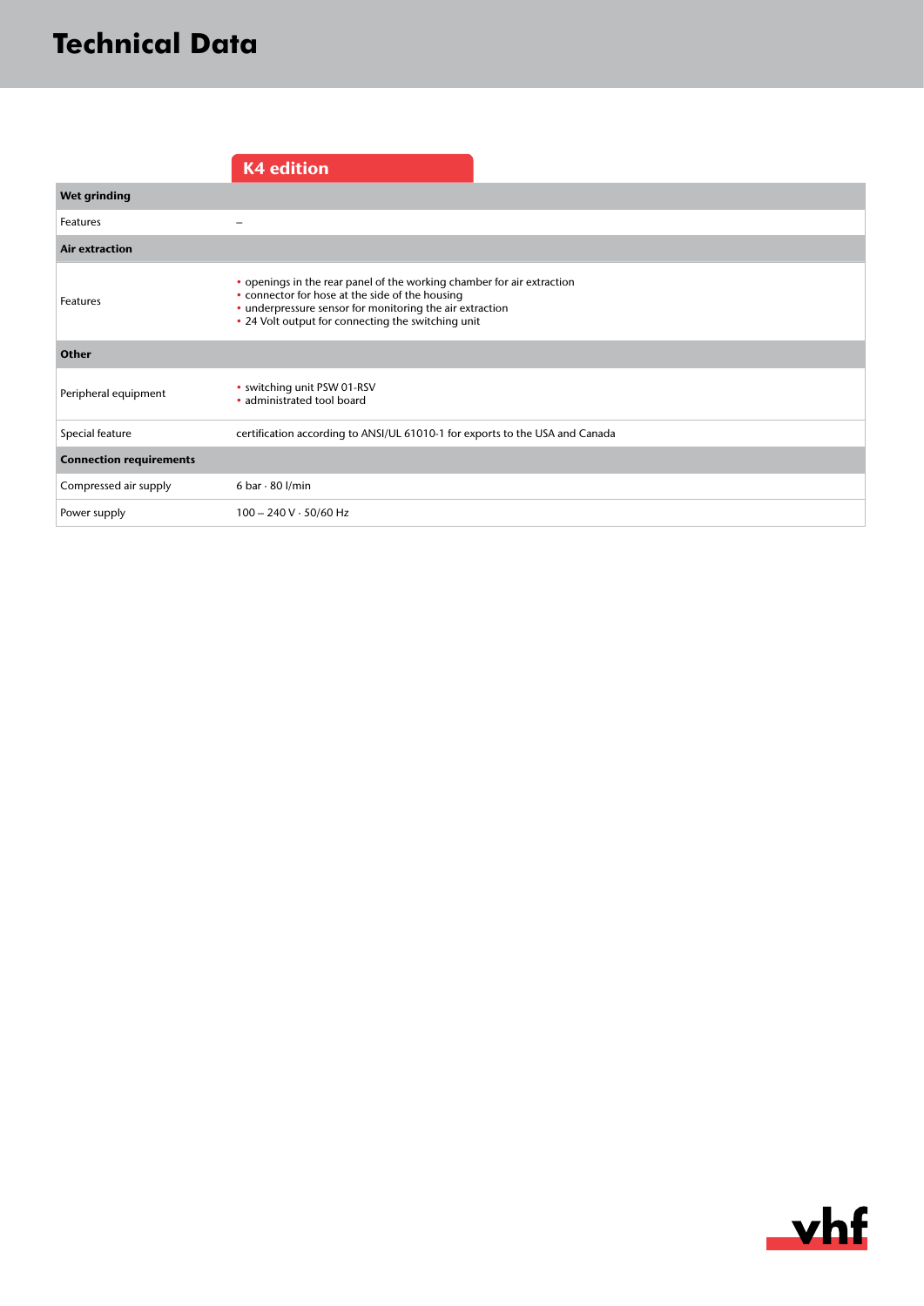# Technical Data

| | K4 edition |
|---|---|
| **Wet grinding** | |
| Features | – |
| **Air extraction** | |
| Features | • openings in the rear panel of the working chamber for air extraction<br>• connector for hose at the side of the housing<br>• underpressure sensor for monitoring the air extraction<br>• 24 Volt output for connecting the switching unit |
| **Other** | |
| Peripheral equipment | • switching unit PSW 01-RSV<br>• administrated tool board |
| Special feature | certification according to ANSI/UL 61010-1 for exports to the USA and Canada |
| **Connection requirements** | |
| Compressed air supply | 6 bar · 80 l/min |
| Power supply | 100 – 240 V · 50/60 Hz |